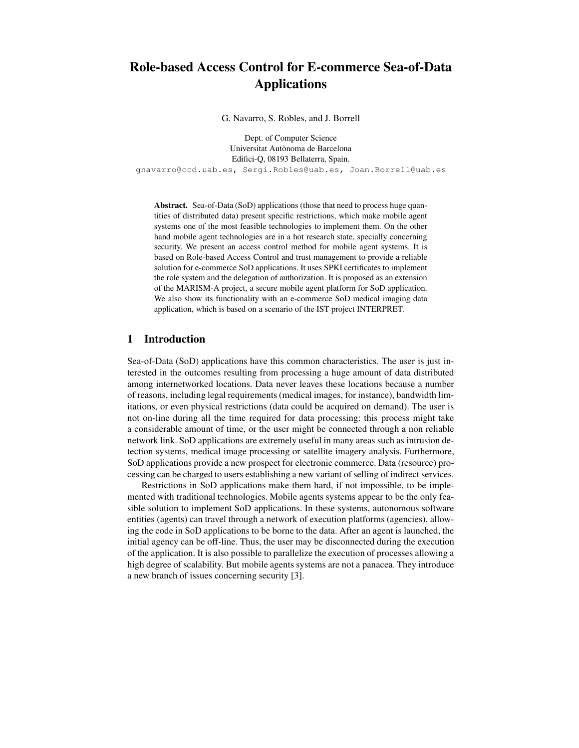# Role-based Access Control for E-commerce Sea-of-Data Applications

G. Navarro, S. Robles, and J. Borrell

Dept. of Computer Science
Universitat Autònoma de Barcelona
Edifici-Q, 08193 Bellaterra, Spain.
gnavarro@ccd.uab.es, Sergi.Robles@uab.es, Joan.Borrell@uab.es

**Abstract.** Sea-of-Data (SoD) applications (those that need to process huge quantities of distributed data) present specific restrictions, which make mobile agent systems one of the most feasible technologies to implement them. On the other hand mobile agent technologies are in a hot research state, specially concerning security. We present an access control method for mobile agent systems. It is based on Role-based Access Control and trust management to provide a reliable solution for e-commerce SoD applications. It uses SPKI certificates to implement the role system and the delegation of authorization. It is proposed as an extension of the MARISM-A project, a secure mobile agent platform for SoD application. We also show its functionality with an e-commerce SoD medical imaging data application, which is based on a scenario of the IST project INTERPRET.

## 1 Introduction

Sea-of-Data (SoD) applications have this common characteristics. The user is just interested in the outcomes resulting from processing a huge amount of data distributed among internetworked locations. Data never leaves these locations because a number of reasons, including legal requirements (medical images, for instance), bandwidth limitations, or even physical restrictions (data could be acquired on demand). The user is not on-line during all the time required for data processing: this process might take a considerable amount of time, or the user might be connected through a non reliable network link. SoD applications are extremely useful in many areas such as intrusion detection systems, medical image processing or satellite imagery analysis. Furthermore, SoD applications provide a new prospect for electronic commerce. Data (resource) processing can be charged to users establishing a new variant of selling of indirect services.

Restrictions in SoD applications make them hard, if not impossible, to be implemented with traditional technologies. Mobile agents systems appear to be the only feasible solution to implement SoD applications. In these systems, autonomous software entities (agents) can travel through a network of execution platforms (agencies), allowing the code in SoD applications to be borne to the data. After an agent is launched, the initial agency can be off-line. Thus, the user may be disconnected during the execution of the application. It is also possible to parallelize the execution of processes allowing a high degree of scalability. But mobile agents systems are not a panacea. They introduce a new branch of issues concerning security [3].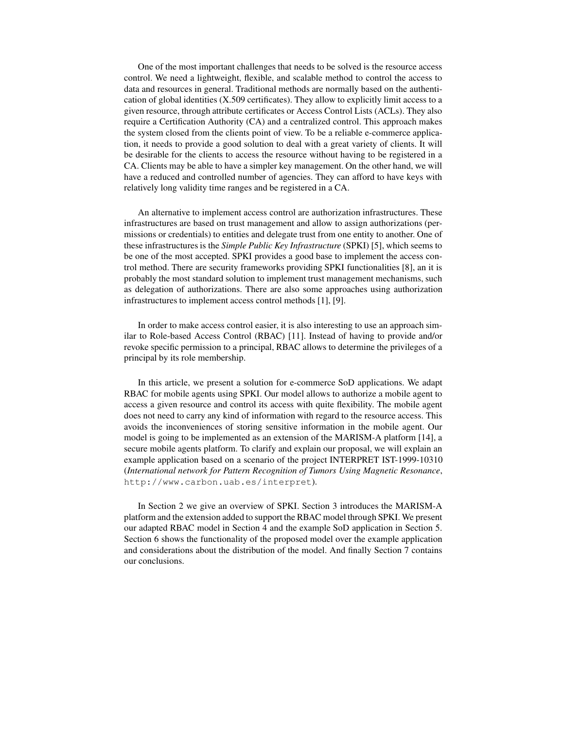One of the most important challenges that needs to be solved is the resource access control. We need a lightweight, flexible, and scalable method to control the access to data and resources in general. Traditional methods are normally based on the authentication of global identities (X.509 certificates). They allow to explicitly limit access to a given resource, through attribute certificates or Access Control Lists (ACLs). They also require a Certification Authority (CA) and a centralized control. This approach makes the system closed from the clients point of view. To be a reliable e-commerce application, it needs to provide a good solution to deal with a great variety of clients. It will be desirable for the clients to access the resource without having to be registered in a CA. Clients may be able to have a simpler key management. On the other hand, we will have a reduced and controlled number of agencies. They can afford to have keys with relatively long validity time ranges and be registered in a CA.

An alternative to implement access control are authorization infrastructures. These infrastructures are based on trust management and allow to assign authorizations (permissions or credentials) to entities and delegate trust from one entity to another. One of these infrastructures is the *Simple Public Key Infrastructure* (SPKI) [5], which seems to be one of the most accepted. SPKI provides a good base to implement the access control method. There are security frameworks providing SPKI functionalities [8], an it is probably the most standard solution to implement trust management mechanisms, such as delegation of authorizations. There are also some approaches using authorization infrastructures to implement access control methods [1], [9].

In order to make access control easier, it is also interesting to use an approach similar to Role-based Access Control (RBAC) [11]. Instead of having to provide and/or revoke specific permission to a principal, RBAC allows to determine the privileges of a principal by its role membership.

In this article, we present a solution for e-commerce SoD applications. We adapt RBAC for mobile agents using SPKI. Our model allows to authorize a mobile agent to access a given resource and control its access with quite flexibility. The mobile agent does not need to carry any kind of information with regard to the resource access. This avoids the inconveniences of storing sensitive information in the mobile agent. Our model is going to be implemented as an extension of the MARISM-A platform [14], a secure mobile agents platform. To clarify and explain our proposal, we will explain an example application based on a scenario of the project INTERPRET IST-1999-10310 (*International network for Pattern Recognition of Tumors Using Magnetic Resonance*, `http://www.carbon.uab.es/interpret`).

In Section 2 we give an overview of SPKI. Section 3 introduces the MARISM-A platform and the extension added to support the RBAC model through SPKI. We present our adapted RBAC model in Section 4 and the example SoD application in Section 5. Section 6 shows the functionality of the proposed model over the example application and considerations about the distribution of the model. And finally Section 7 contains our conclusions.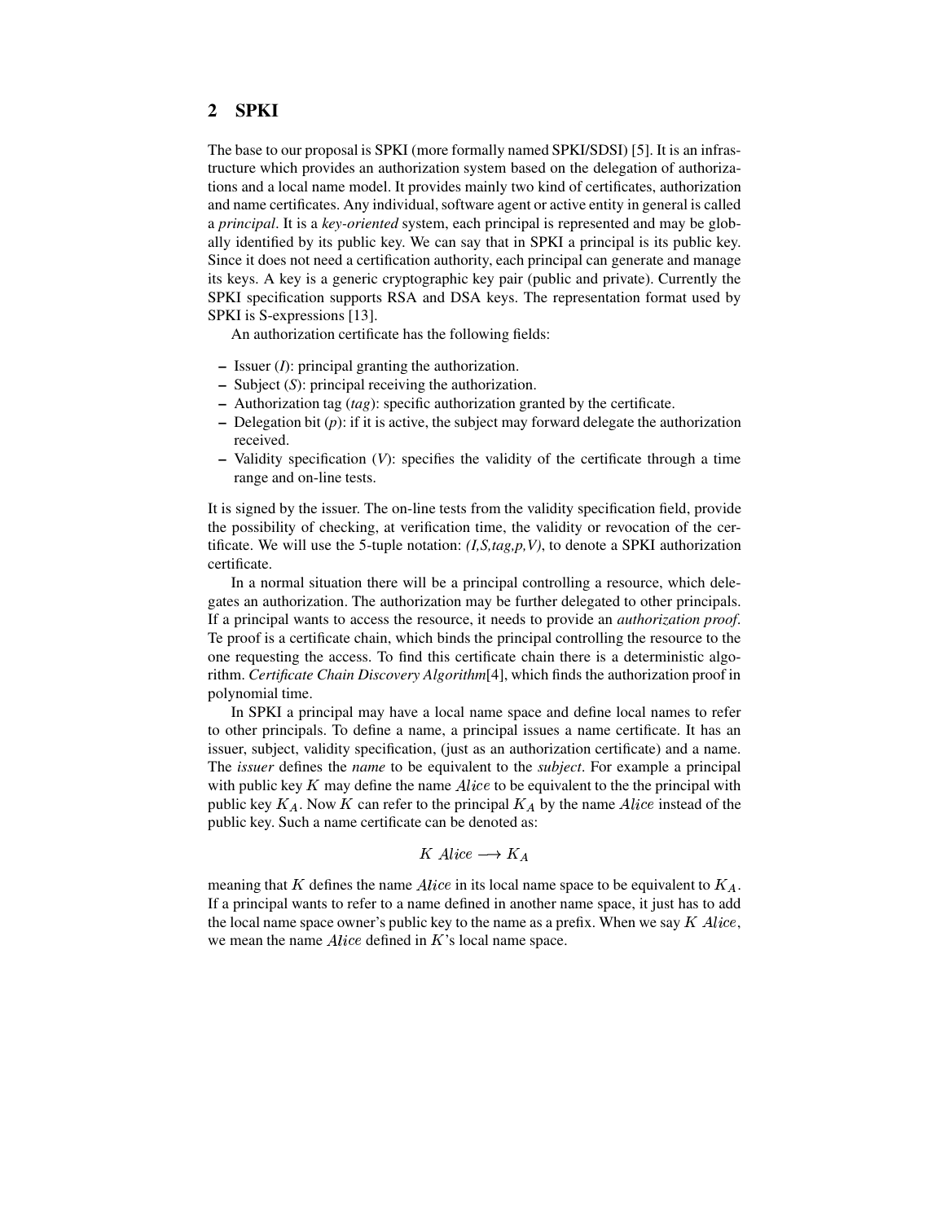## 2 SPKI

The base to our proposal is SPKI (more formally named SPKI/SDSI) [5]. It is an infrastructure which provides an authorization system based on the delegation of authorizations and a local name model. It provides mainly two kind of certificates, authorization and name certificates. Any individual, software agent or active entity in general is called a *principal*. It is a *key-oriented* system, each principal is represented and may be globally identified by its public key. We can say that in SPKI a principal is its public key. Since it does not need a certification authority, each principal can generate and manage its keys. A key is a generic cryptographic key pair (public and private). Currently the SPKI specification supports RSA and DSA keys. The representation format used by SPKI is S-expressions [13].

An authorization certificate has the following fields:

- Issuer (*I*): principal granting the authorization.
- Subject (*S*): principal receiving the authorization.
- Authorization tag (*tag*): specific authorization granted by the certificate.
- Delegation bit (*p*): if it is active, the subject may forward delegate the authorization received.
- Validity specification (*V*): specifies the validity of the certificate through a time range and on-line tests.

It is signed by the issuer. The on-line tests from the validity specification field, provide the possibility of checking, at verification time, the validity or revocation of the certificate. We will use the 5-tuple notation: *(I,S,tag,p,V)*, to denote a SPKI authorization certificate.

In a normal situation there will be a principal controlling a resource, which delegates an authorization. The authorization may be further delegated to other principals. If a principal wants to access the resource, it needs to provide an *authorization proof*. Te proof is a certificate chain, which binds the principal controlling the resource to the one requesting the access. To find this certificate chain there is a deterministic algorithm. *Certificate Chain Discovery Algorithm*[4], which finds the authorization proof in polynomial time.

In SPKI a principal may have a local name space and define local names to refer to other principals. To define a name, a principal issues a name certificate. It has an issuer, subject, validity specification, (just as an authorization certificate) and a name. The *issuer* defines the *name* to be equivalent to the *subject*. For example a principal with public key $K$ may define the name $Alice$ to be equivalent to the the principal with public key $K_A$. Now $K$ can refer to the principal $K_A$ by the name $Alice$ instead of the public key. Such a name certificate can be denoted as:

$$K\ Alice \longrightarrow K_A$$

meaning that $K$ defines the name $Alice$ in its local name space to be equivalent to $K_A$. If a principal wants to refer to a name defined in another name space, it just has to add the local name space owner's public key to the name as a prefix. When we say $K\ Alice$, we mean the name $Alice$ defined in $K$'s local name space.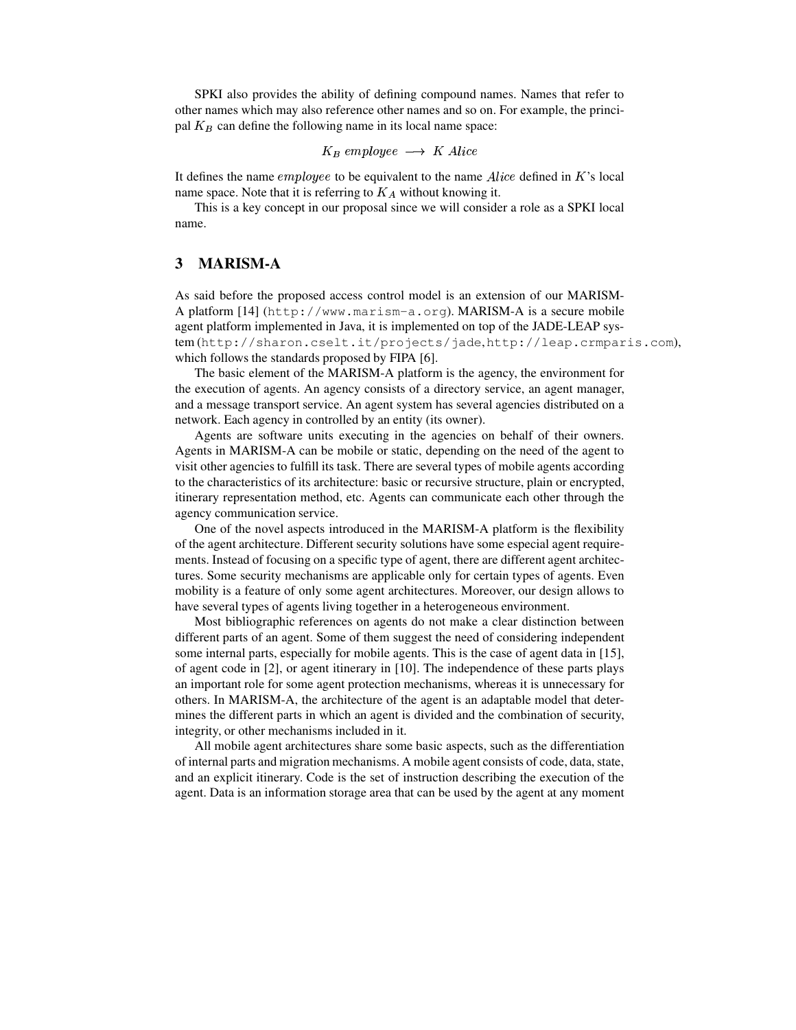SPKI also provides the ability of defining compound names. Names that refer to other names which may also reference other names and so on. For example, the principal $K_B$ can define the following name in its local name space:

$$K_B \; employee \longrightarrow K \; Alice$$

It defines the name $employee$ to be equivalent to the name $Alice$ defined in $K$'s local name space. Note that it is referring to $K_A$ without knowing it.

This is a key concept in our proposal since we will consider a role as a SPKI local name.

## 3 MARISM-A

As said before the proposed access control model is an extension of our MARISM-A platform [14] (`http://www.marism-a.org`). MARISM-A is a secure mobile agent platform implemented in Java, it is implemented on top of the JADE-LEAP system (`http://sharon.cselt.it/projects/jade`,`http://leap.crmparis.com`), which follows the standards proposed by FIPA [6].

The basic element of the MARISM-A platform is the agency, the environment for the execution of agents. An agency consists of a directory service, an agent manager, and a message transport service. An agent system has several agencies distributed on a network. Each agency in controlled by an entity (its owner).

Agents are software units executing in the agencies on behalf of their owners. Agents in MARISM-A can be mobile or static, depending on the need of the agent to visit other agencies to fulfill its task. There are several types of mobile agents according to the characteristics of its architecture: basic or recursive structure, plain or encrypted, itinerary representation method, etc. Agents can communicate each other through the agency communication service.

One of the novel aspects introduced in the MARISM-A platform is the flexibility of the agent architecture. Different security solutions have some especial agent requirements. Instead of focusing on a specific type of agent, there are different agent architectures. Some security mechanisms are applicable only for certain types of agents. Even mobility is a feature of only some agent architectures. Moreover, our design allows to have several types of agents living together in a heterogeneous environment.

Most bibliographic references on agents do not make a clear distinction between different parts of an agent. Some of them suggest the need of considering independent some internal parts, especially for mobile agents. This is the case of agent data in [15], of agent code in [2], or agent itinerary in [10]. The independence of these parts plays an important role for some agent protection mechanisms, whereas it is unnecessary for others. In MARISM-A, the architecture of the agent is an adaptable model that determines the different parts in which an agent is divided and the combination of security, integrity, or other mechanisms included in it.

All mobile agent architectures share some basic aspects, such as the differentiation of internal parts and migration mechanisms. A mobile agent consists of code, data, state, and an explicit itinerary. Code is the set of instruction describing the execution of the agent. Data is an information storage area that can be used by the agent at any moment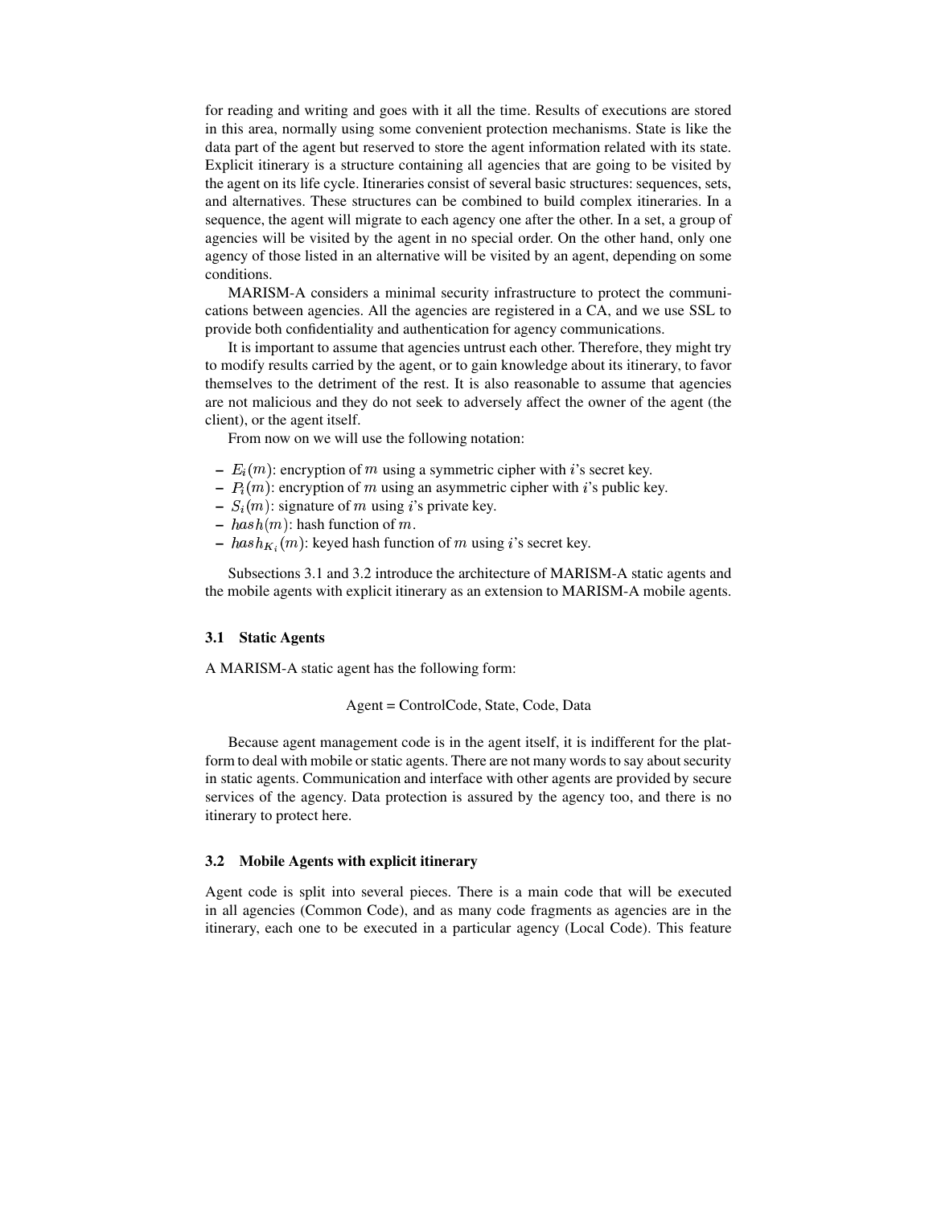for reading and writing and goes with it all the time. Results of executions are stored in this area, normally using some convenient protection mechanisms. State is like the data part of the agent but reserved to store the agent information related with its state. Explicit itinerary is a structure containing all agencies that are going to be visited by the agent on its life cycle. Itineraries consist of several basic structures: sequences, sets, and alternatives. These structures can be combined to build complex itineraries. In a sequence, the agent will migrate to each agency one after the other. In a set, a group of agencies will be visited by the agent in no special order. On the other hand, only one agency of those listed in an alternative will be visited by an agent, depending on some conditions.

MARISM-A considers a minimal security infrastructure to protect the communications between agencies. All the agencies are registered in a CA, and we use SSL to provide both confidentiality and authentication for agency communications.

It is important to assume that agencies untrust each other. Therefore, they might try to modify results carried by the agent, or to gain knowledge about its itinerary, to favor themselves to the detriment of the rest. It is also reasonable to assume that agencies are not malicious and they do not seek to adversely affect the owner of the agent (the client), or the agent itself.

From now on we will use the following notation:

- $E_i(m)$: encryption of $m$ using a symmetric cipher with $i$'s secret key.
- $P_i(m)$: encryption of $m$ using an asymmetric cipher with $i$'s public key.
- $S_i(m)$: signature of $m$ using $i$'s private key.
- $hash(m)$: hash function of $m$.
- $hash_{K_i}(m)$: keyed hash function of $m$ using $i$'s secret key.

Subsections 3.1 and 3.2 introduce the architecture of MARISM-A static agents and the mobile agents with explicit itinerary as an extension to MARISM-A mobile agents.

### 3.1 Static Agents

A MARISM-A static agent has the following form:

Agent = ControlCode, State, Code, Data

Because agent management code is in the agent itself, it is indifferent for the platform to deal with mobile or static agents. There are not many words to say about security in static agents. Communication and interface with other agents are provided by secure services of the agency. Data protection is assured by the agency too, and there is no itinerary to protect here.

### 3.2 Mobile Agents with explicit itinerary

Agent code is split into several pieces. There is a main code that will be executed in all agencies (Common Code), and as many code fragments as agencies are in the itinerary, each one to be executed in a particular agency (Local Code). This feature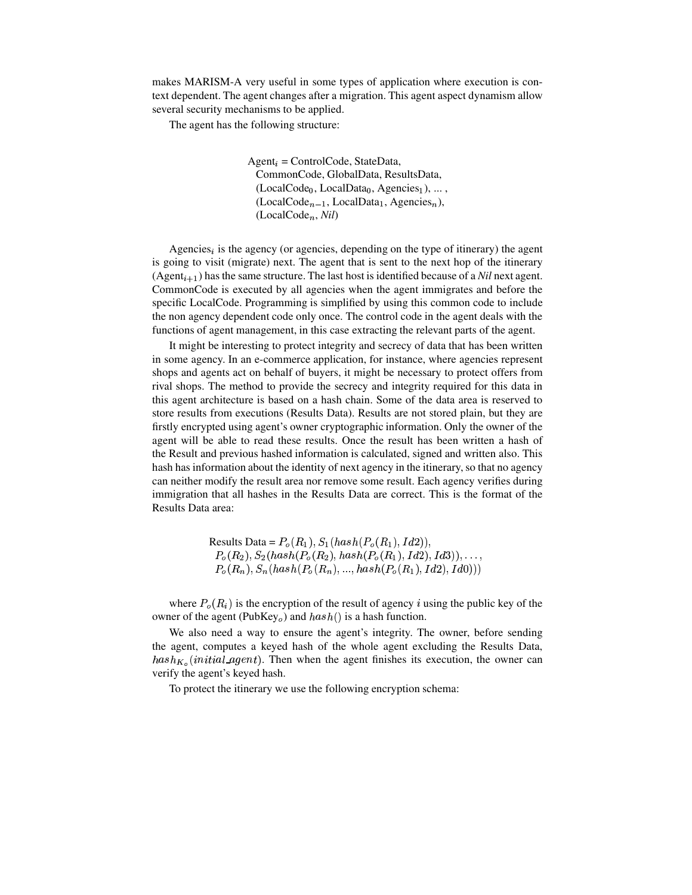makes MARISM-A very useful in some types of application where execution is context dependent. The agent changes after a migration. This agent aspect dynamism allow several security mechanisms to be applied.

The agent has the following structure:

$$
\begin{aligned}
\text{Agent}_i = \ & \text{ControlCode, StateData,} \\
& \text{CommonCode, GlobalData, ResultsData,} \\
& (\text{LocalCode}_0, \text{LocalData}_0, \text{Agencies}_1), \ldots, \\
& (\text{LocalCode}_{n-1}, \text{LocalData}_1, \text{Agencies}_n), \\
& (\text{LocalCode}_n, \textit{Nil})
\end{aligned}
$$

$\text{Agencies}_i$ is the agency (or agencies, depending on the type of itinerary) the agent is going to visit (migrate) next. The agent that is sent to the next hop of the itinerary ($\text{Agent}_{i+1}$) has the same structure. The last host is identified because of a *Nil* next agent. CommonCode is executed by all agencies when the agent immigrates and before the specific LocalCode. Programming is simplified by using this common code to include the non agency dependent code only once. The control code in the agent deals with the functions of agent management, in this case extracting the relevant parts of the agent.

It might be interesting to protect integrity and secrecy of data that has been written in some agency. In an e-commerce application, for instance, where agencies represent shops and agents act on behalf of buyers, it might be necessary to protect offers from rival shops. The method to provide the secrecy and integrity required for this data in this agent architecture is based on a hash chain. Some of the data area is reserved to store results from executions (Results Data). Results are not stored plain, but they are firstly encrypted using agent's owner cryptographic information. Only the owner of the agent will be able to read these results. Once the result has been written a hash of the Result and previous hashed information is calculated, signed and written also. This hash has information about the identity of next agency in the itinerary, so that no agency can neither modify the result area nor remove some result. Each agency verifies during immigration that all hashes in the Results Data are correct. This is the format of the Results Data area:

$$
\begin{aligned}
\text{Results Data} = \ & P_o(R_1), S_1(hash(P_o(R_1), Id2)), \\
& P_o(R_2), S_2(hash(P_o(R_2), hash(P_o(R_1), Id2), Id3)), \ldots, \\
& P_o(R_n), S_n(hash(P_o(R_n), \ldots, hash(P_o(R_1), Id2), Id0)))
\end{aligned}
$$

where $P_o(R_i)$ is the encryption of the result of agency $i$ using the public key of the owner of the agent ($\text{PubKey}_o$) and $hash()$ is a hash function.

We also need a way to ensure the agent's integrity. The owner, before sending the agent, computes a keyed hash of the whole agent excluding the Results Data, $hash_{K_o}(initial\_agent)$. Then when the agent finishes its execution, the owner can verify the agent's keyed hash.

To protect the itinerary we use the following encryption schema: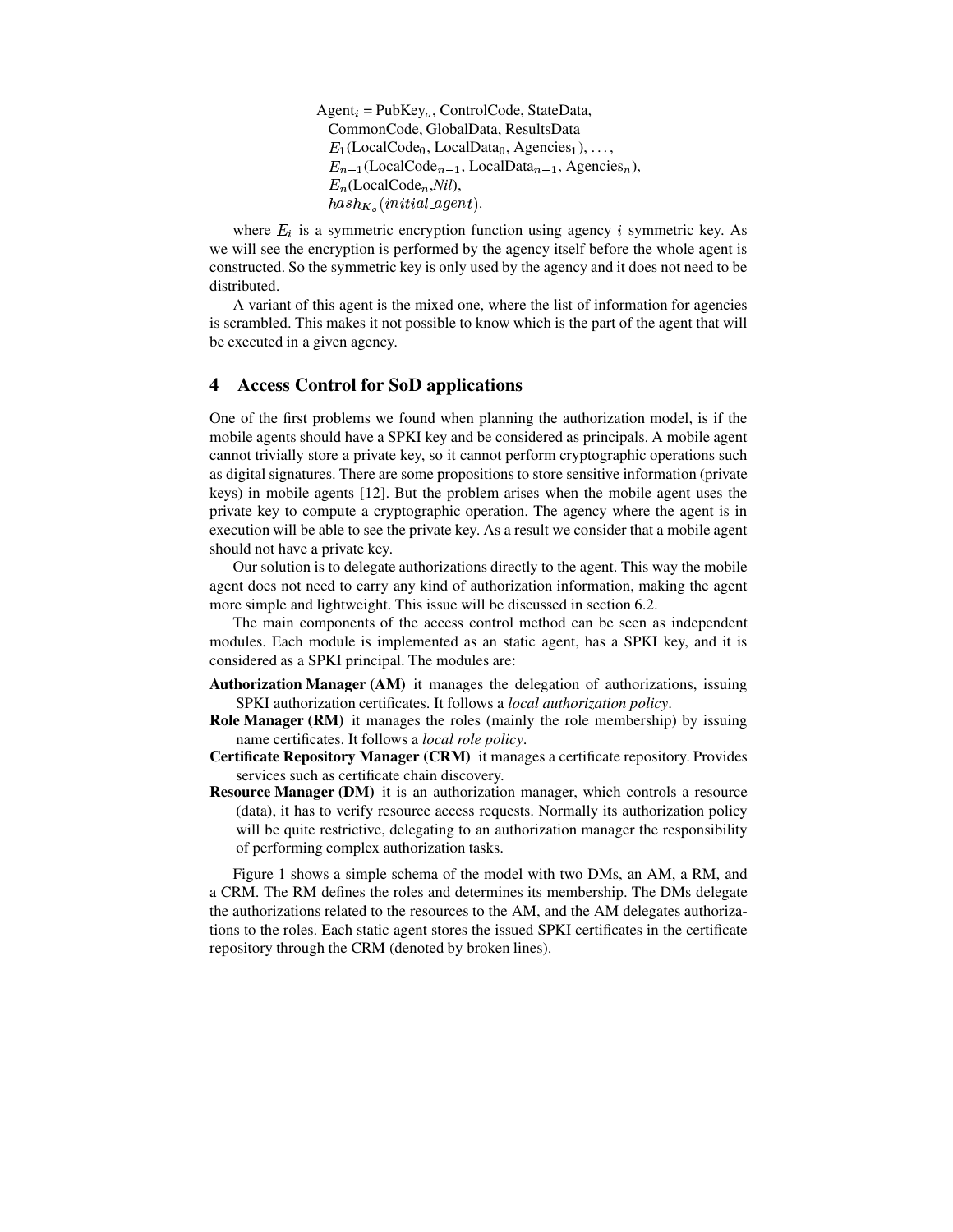$$
\begin{aligned}
\text{Agent}_i = {} & \text{PubKey}_o, \text{ControlCode}, \text{StateData}, \\
& \text{CommonCode}, \text{GlobalData}, \text{ResultsData} \\
& E_1(\text{LocalCode}_0, \text{LocalData}_0, \text{Agencies}_1), \ldots, \\
& E_{n-1}(\text{LocalCode}_{n-1}, \text{LocalData}_{n-1}, \text{Agencies}_n), \\
& E_n(\text{LocalCode}_n, \mathit{Nil}), \\
& hash_{K_o}(initial\_agent).
\end{aligned}
$$

where $E_i$ is a symmetric encryption function using agency $i$ symmetric key. As we will see the encryption is performed by the agency itself before the whole agent is constructed. So the symmetric key is only used by the agency and it does not need to be distributed.

A variant of this agent is the mixed one, where the list of information for agencies is scrambled. This makes it not possible to know which is the part of the agent that will be executed in a given agency.

## 4 Access Control for SoD applications

One of the first problems we found when planning the authorization model, is if the mobile agents should have a SPKI key and be considered as principals. A mobile agent cannot trivially store a private key, so it cannot perform cryptographic operations such as digital signatures. There are some propositions to store sensitive information (private keys) in mobile agents [12]. But the problem arises when the mobile agent uses the private key to compute a cryptographic operation. The agency where the agent is in execution will be able to see the private key. As a result we consider that a mobile agent should not have a private key.

Our solution is to delegate authorizations directly to the agent. This way the mobile agent does not need to carry any kind of authorization information, making the agent more simple and lightweight. This issue will be discussed in section 6.2.

The main components of the access control method can be seen as independent modules. Each module is implemented as an static agent, has a SPKI key, and it is considered as a SPKI principal. The modules are:

**Authorization Manager (AM)** it manages the delegation of authorizations, issuing SPKI authorization certificates. It follows a *local authorization policy*.

**Role Manager (RM)** it manages the roles (mainly the role membership) by issuing name certificates. It follows a *local role policy*.

**Certificate Repository Manager (CRM)** it manages a certificate repository. Provides services such as certificate chain discovery.

**Resource Manager (DM)** it is an authorization manager, which controls a resource (data), it has to verify resource access requests. Normally its authorization policy will be quite restrictive, delegating to an authorization manager the responsibility of performing complex authorization tasks.

Figure 1 shows a simple schema of the model with two DMs, an AM, a RM, and a CRM. The RM defines the roles and determines its membership. The DMs delegate the authorizations related to the resources to the AM, and the AM delegates authorizations to the roles. Each static agent stores the issued SPKI certificates in the certificate repository through the CRM (denoted by broken lines).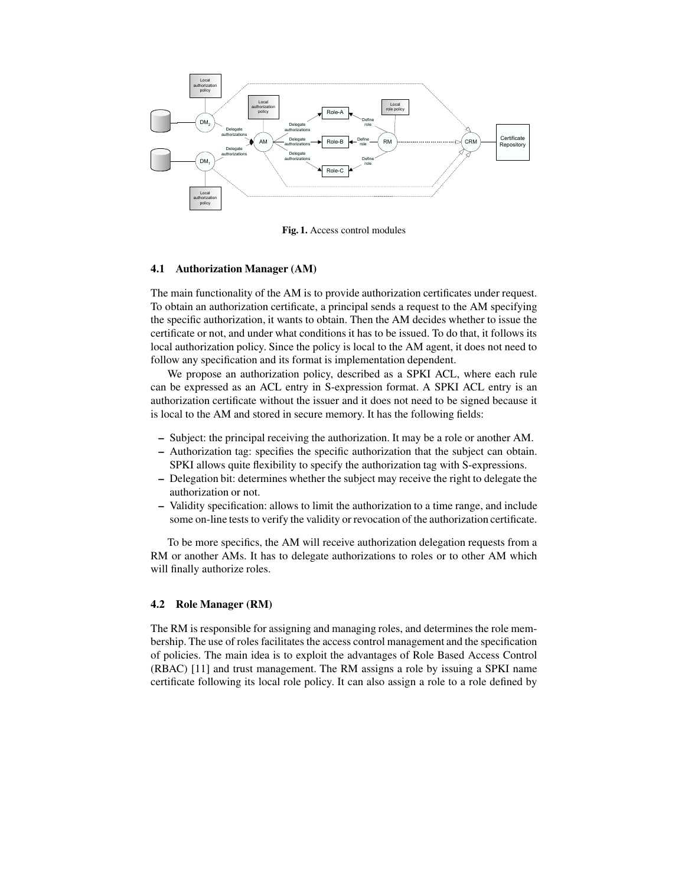Local authorization policy

DM$_2$

Delegate authorizations

Local authorization policy

AM

Delegate authorizations

Role-A

Define role

Local role policy

Delegate authorizations

Role-B

Define role

RM

CRM

Certificate Repository

Delegate authorizations

DM$_1$

Delegate authorizations

Role-C

Define role

Local authorization policy

**Fig. 1.** Access control modules

### 4.1 Authorization Manager (AM)

The main functionality of the AM is to provide authorization certificates under request. To obtain an authorization certificate, a principal sends a request to the AM specifying the specific authorization, it wants to obtain. Then the AM decides whether to issue the certificate or not, and under what conditions it has to be issued. To do that, it follows its local authorization policy. Since the policy is local to the AM agent, it does not need to follow any specification and its format is implementation dependent.

We propose an authorization policy, described as a SPKI ACL, where each rule can be expressed as an ACL entry in S-expression format. A SPKI ACL entry is an authorization certificate without the issuer and it does not need to be signed because it is local to the AM and stored in secure memory. It has the following fields:

- Subject: the principal receiving the authorization. It may be a role or another AM.
- Authorization tag: specifies the specific authorization that the subject can obtain. SPKI allows quite flexibility to specify the authorization tag with S-expressions.
- Delegation bit: determines whether the subject may receive the right to delegate the authorization or not.
- Validity specification: allows to limit the authorization to a time range, and include some on-line tests to verify the validity or revocation of the authorization certificate.

To be more specifics, the AM will receive authorization delegation requests from a RM or another AMs. It has to delegate authorizations to roles or to other AM which will finally authorize roles.

### 4.2 Role Manager (RM)

The RM is responsible for assigning and managing roles, and determines the role membership. The use of roles facilitates the access control management and the specification of policies. The main idea is to exploit the advantages of Role Based Access Control (RBAC) [11] and trust management. The RM assigns a role by issuing a SPKI name certificate following its local role policy. It can also assign a role to a role defined by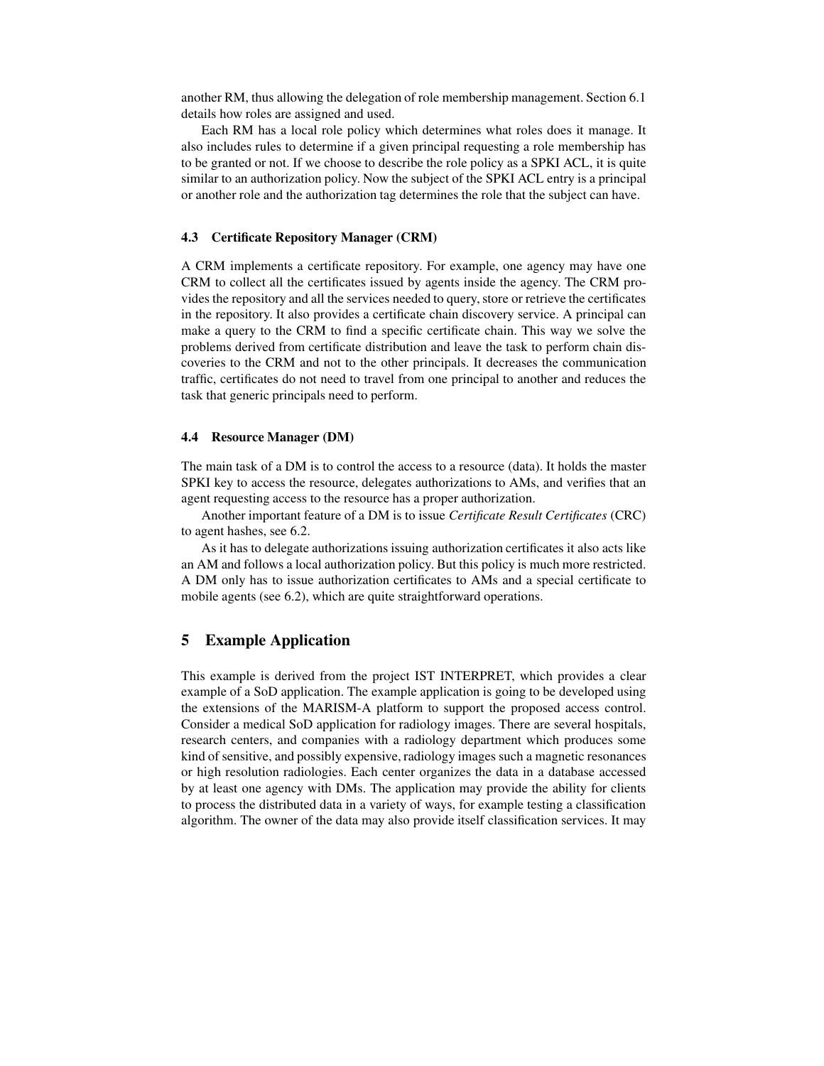another RM, thus allowing the delegation of role membership management. Section 6.1 details how roles are assigned and used.

Each RM has a local role policy which determines what roles does it manage. It also includes rules to determine if a given principal requesting a role membership has to be granted or not. If we choose to describe the role policy as a SPKI ACL, it is quite similar to an authorization policy. Now the subject of the SPKI ACL entry is a principal or another role and the authorization tag determines the role that the subject can have.

### 4.3 Certificate Repository Manager (CRM)

A CRM implements a certificate repository. For example, one agency may have one CRM to collect all the certificates issued by agents inside the agency. The CRM provides the repository and all the services needed to query, store or retrieve the certificates in the repository. It also provides a certificate chain discovery service. A principal can make a query to the CRM to find a specific certificate chain. This way we solve the problems derived from certificate distribution and leave the task to perform chain discoveries to the CRM and not to the other principals. It decreases the communication traffic, certificates do not need to travel from one principal to another and reduces the task that generic principals need to perform.

### 4.4 Resource Manager (DM)

The main task of a DM is to control the access to a resource (data). It holds the master SPKI key to access the resource, delegates authorizations to AMs, and verifies that an agent requesting access to the resource has a proper authorization.

Another important feature of a DM is to issue *Certificate Result Certificates* (CRC) to agent hashes, see 6.2.

As it has to delegate authorizations issuing authorization certificates it also acts like an AM and follows a local authorization policy. But this policy is much more restricted. A DM only has to issue authorization certificates to AMs and a special certificate to mobile agents (see 6.2), which are quite straightforward operations.

## 5 Example Application

This example is derived from the project IST INTERPRET, which provides a clear example of a SoD application. The example application is going to be developed using the extensions of the MARISM-A platform to support the proposed access control. Consider a medical SoD application for radiology images. There are several hospitals, research centers, and companies with a radiology department which produces some kind of sensitive, and possibly expensive, radiology images such a magnetic resonances or high resolution radiologies. Each center organizes the data in a database accessed by at least one agency with DMs. The application may provide the ability for clients to process the distributed data in a variety of ways, for example testing a classification algorithm. The owner of the data may also provide itself classification services. It may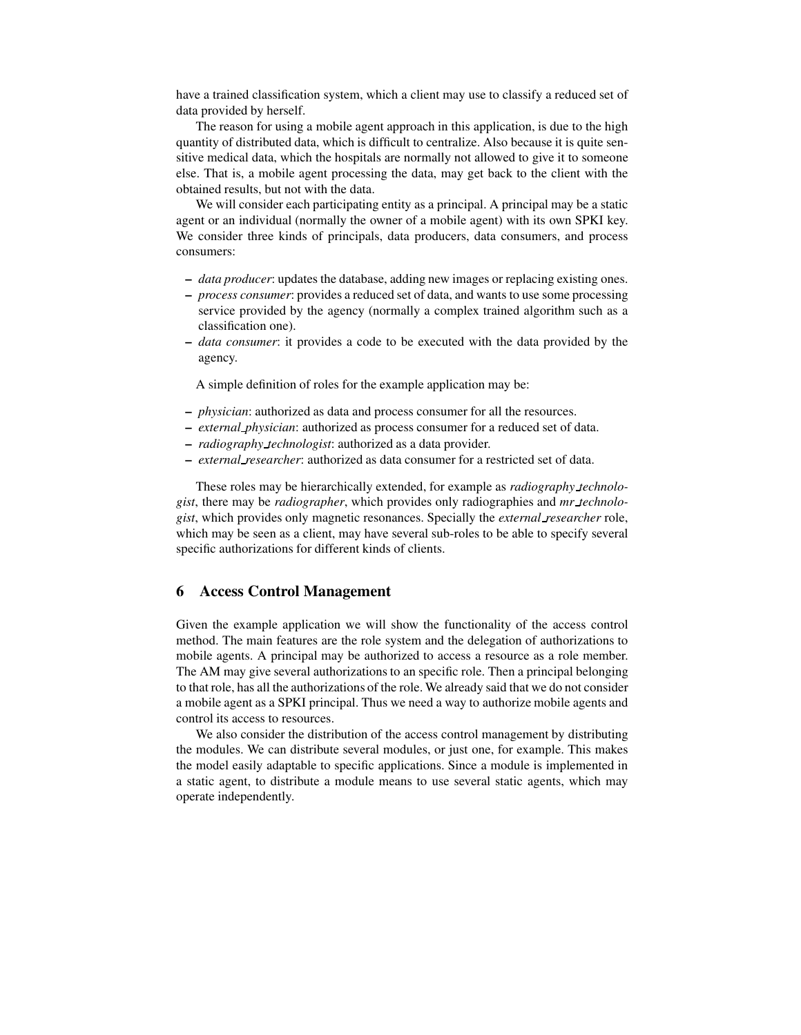have a trained classification system, which a client may use to classify a reduced set of data provided by herself.

The reason for using a mobile agent approach in this application, is due to the high quantity of distributed data, which is difficult to centralize. Also because it is quite sensitive medical data, which the hospitals are normally not allowed to give it to someone else. That is, a mobile agent processing the data, may get back to the client with the obtained results, but not with the data.

We will consider each participating entity as a principal. A principal may be a static agent or an individual (normally the owner of a mobile agent) with its own SPKI key. We consider three kinds of principals, data producers, data consumers, and process consumers:

- *data producer*: updates the database, adding new images or replacing existing ones.
- *process consumer*: provides a reduced set of data, and wants to use some processing service provided by the agency (normally a complex trained algorithm such as a classification one).
- *data consumer*: it provides a code to be executed with the data provided by the agency.

A simple definition of roles for the example application may be:

- *physician*: authorized as data and process consumer for all the resources.
- *external_physician*: authorized as process consumer for a reduced set of data.
- *radiography_technologist*: authorized as a data provider.
- *external_researcher*: authorized as data consumer for a restricted set of data.

These roles may be hierarchically extended, for example as *radiography_technologist*, there may be *radiographer*, which provides only radiographies and *mr_technologist*, which provides only magnetic resonances. Specially the *external_researcher* role, which may be seen as a client, may have several sub-roles to be able to specify several specific authorizations for different kinds of clients.

## 6 Access Control Management

Given the example application we will show the functionality of the access control method. The main features are the role system and the delegation of authorizations to mobile agents. A principal may be authorized to access a resource as a role member. The AM may give several authorizations to an specific role. Then a principal belonging to that role, has all the authorizations of the role. We already said that we do not consider a mobile agent as a SPKI principal. Thus we need a way to authorize mobile agents and control its access to resources.

We also consider the distribution of the access control management by distributing the modules. We can distribute several modules, or just one, for example. This makes the model easily adaptable to specific applications. Since a module is implemented in a static agent, to distribute a module means to use several static agents, which may operate independently.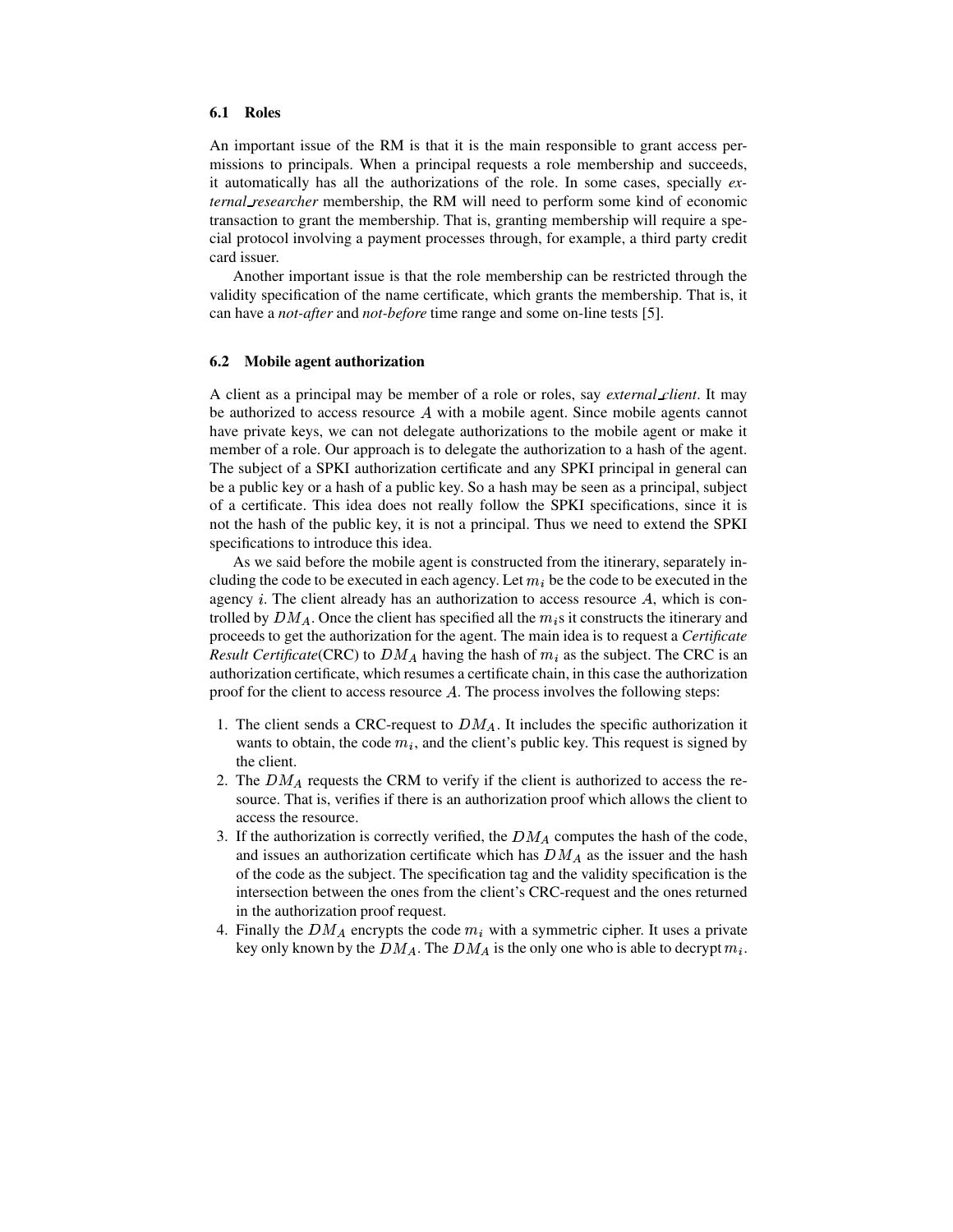### 6.1 Roles

An important issue of the RM is that it is the main responsible to grant access permissions to principals. When a principal requests a role membership and succeeds, it automatically has all the authorizations of the role. In some cases, specially *external_researcher* membership, the RM will need to perform some kind of economic transaction to grant the membership. That is, granting membership will require a special protocol involving a payment processes through, for example, a third party credit card issuer.

Another important issue is that the role membership can be restricted through the validity specification of the name certificate, which grants the membership. That is, it can have a *not-after* and *not-before* time range and some on-line tests [5].

### 6.2 Mobile agent authorization

A client as a principal may be member of a role or roles, say *external_client*. It may be authorized to access resource $A$ with a mobile agent. Since mobile agents cannot have private keys, we can not delegate authorizations to the mobile agent or make it member of a role. Our approach is to delegate the authorization to a hash of the agent. The subject of a SPKI authorization certificate and any SPKI principal in general can be a public key or a hash of a public key. So a hash may be seen as a principal, subject of a certificate. This idea does not really follow the SPKI specifications, since it is not the hash of the public key, it is not a principal. Thus we need to extend the SPKI specifications to introduce this idea.

As we said before the mobile agent is constructed from the itinerary, separately including the code to be executed in each agency. Let $m_i$ be the code to be executed in the agency $i$. The client already has an authorization to access resource $A$, which is controlled by $DM_A$. Once the client has specified all the $m_i$s it constructs the itinerary and proceeds to get the authorization for the agent. The main idea is to request a *Certificate Result Certificate*(CRC) to $DM_A$ having the hash of $m_i$ as the subject. The CRC is an authorization certificate, which resumes a certificate chain, in this case the authorization proof for the client to access resource $A$. The process involves the following steps:

1. The client sends a CRC-request to $DM_A$. It includes the specific authorization it wants to obtain, the code $m_i$, and the client's public key. This request is signed by the client.
2. The $DM_A$ requests the CRM to verify if the client is authorized to access the resource. That is, verifies if there is an authorization proof which allows the client to access the resource.
3. If the authorization is correctly verified, the $DM_A$ computes the hash of the code, and issues an authorization certificate which has $DM_A$ as the issuer and the hash of the code as the subject. The specification tag and the validity specification is the intersection between the ones from the client's CRC-request and the ones returned in the authorization proof request.
4. Finally the $DM_A$ encrypts the code $m_i$ with a symmetric cipher. It uses a private key only known by the $DM_A$. The $DM_A$ is the only one who is able to decrypt $m_i$.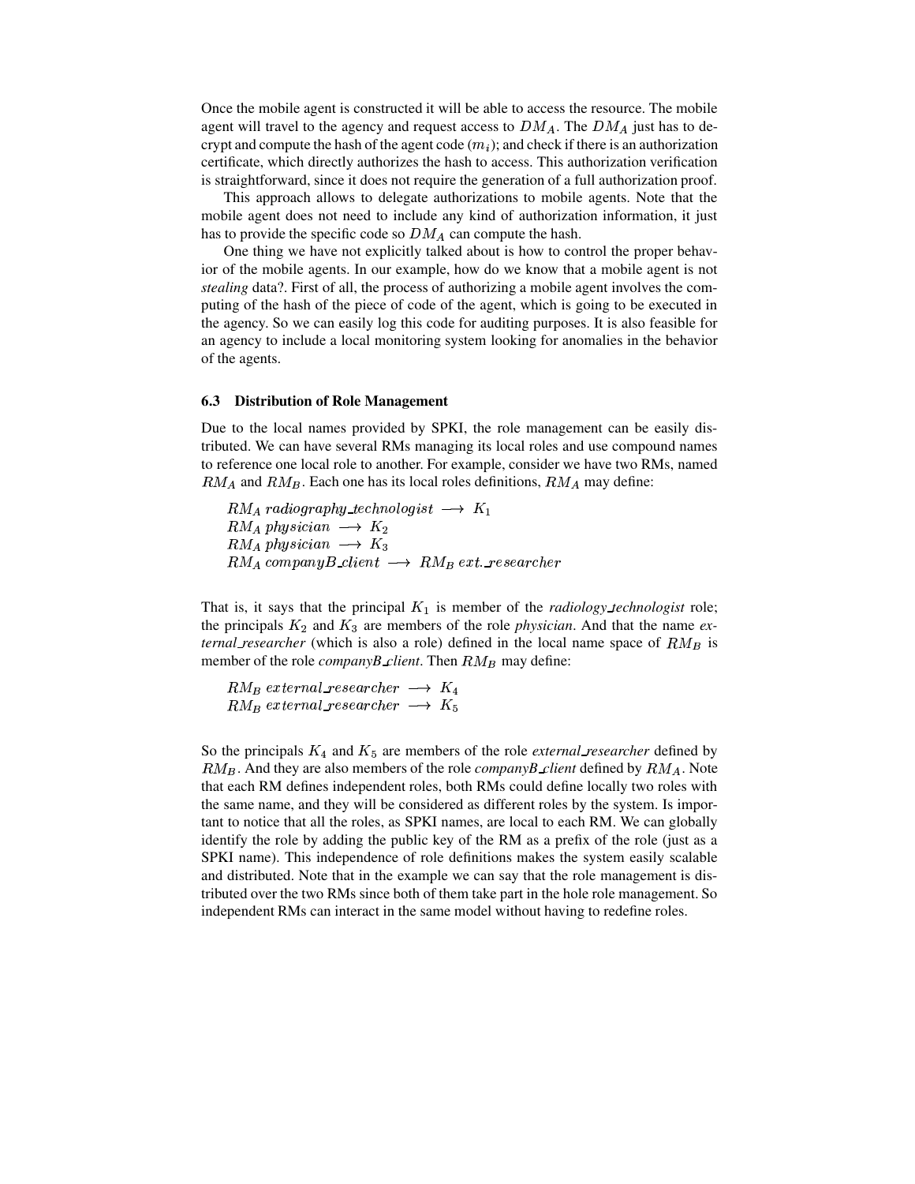Once the mobile agent is constructed it will be able to access the resource. The mobile agent will travel to the agency and request access to $DM_A$. The $DM_A$ just has to decrypt and compute the hash of the agent code ($m_i$); and check if there is an authorization certificate, which directly authorizes the hash to access. This authorization verification is straightforward, since it does not require the generation of a full authorization proof.

This approach allows to delegate authorizations to mobile agents. Note that the mobile agent does not need to include any kind of authorization information, it just has to provide the specific code so $DM_A$ can compute the hash.

One thing we have not explicitly talked about is how to control the proper behavior of the mobile agents. In our example, how do we know that a mobile agent is not *stealing* data?. First of all, the process of authorizing a mobile agent involves the computing of the hash of the piece of code of the agent, which is going to be executed in the agency. So we can easily log this code for auditing purposes. It is also feasible for an agency to include a local monitoring system looking for anomalies in the behavior of the agents.

### 6.3 Distribution of Role Management

Due to the local names provided by SPKI, the role management can be easily distributed. We can have several RMs managing its local roles and use compound names to reference one local role to another. For example, consider we have two RMs, named $RM_A$ and $RM_B$. Each one has its local roles definitions, $RM_A$ may define:

$$RM_A\ radiography\_technologist \longrightarrow K_1$$
$$RM_A\ physician \longrightarrow K_2$$
$$RM_A\ physician \longrightarrow K_3$$
$$RM_A\ companyB\_client \longrightarrow RM_B\ ext.\_researcher$$

That is, it says that the principal $K_1$ is member of the *radiology_technologist* role; the principals $K_2$ and $K_3$ are members of the role *physician*. And that the name *external_researcher* (which is also a role) defined in the local name space of $RM_B$ is member of the role *companyB_client*. Then $RM_B$ may define:

$$RM_B\ external\_researcher \longrightarrow K_4$$
$$RM_B\ external\_researcher \longrightarrow K_5$$

So the principals $K_4$ and $K_5$ are members of the role *external_researcher* defined by $RM_B$. And they are also members of the role *companyB_client* defined by $RM_A$. Note that each RM defines independent roles, both RMs could define locally two roles with the same name, and they will be considered as different roles by the system. Is important to notice that all the roles, as SPKI names, are local to each RM. We can globally identify the role by adding the public key of the RM as a prefix of the role (just as a SPKI name). This independence of role definitions makes the system easily scalable and distributed. Note that in the example we can say that the role management is distributed over the two RMs since both of them take part in the hole role management. So independent RMs can interact in the same model without having to redefine roles.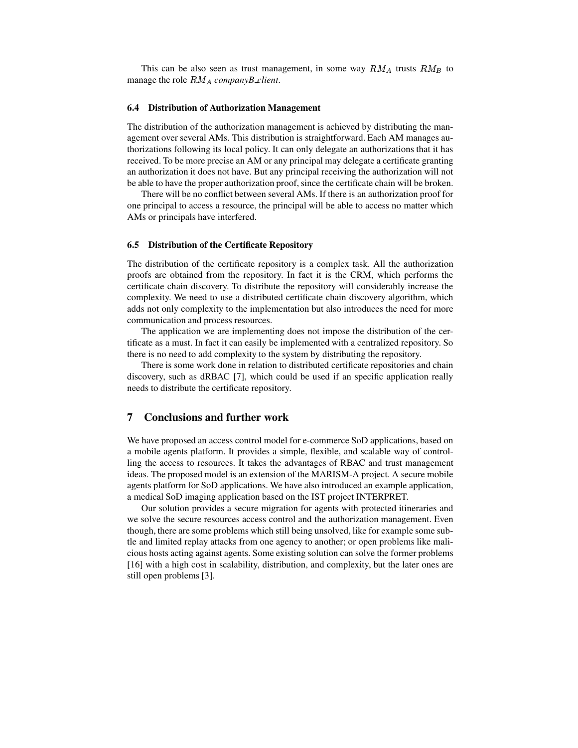This can be also seen as trust management, in some way $RM_A$ trusts $RM_B$ to manage the role $RM_A$ *companyB_client*.

### 6.4 Distribution of Authorization Management

The distribution of the authorization management is achieved by distributing the management over several AMs. This distribution is straightforward. Each AM manages authorizations following its local policy. It can only delegate an authorizations that it has received. To be more precise an AM or any principal may delegate a certificate granting an authorization it does not have. But any principal receiving the authorization will not be able to have the proper authorization proof, since the certificate chain will be broken.

There will be no conflict between several AMs. If there is an authorization proof for one principal to access a resource, the principal will be able to access no matter which AMs or principals have interfered.

### 6.5 Distribution of the Certificate Repository

The distribution of the certificate repository is a complex task. All the authorization proofs are obtained from the repository. In fact it is the CRM, which performs the certificate chain discovery. To distribute the repository will considerably increase the complexity. We need to use a distributed certificate chain discovery algorithm, which adds not only complexity to the implementation but also introduces the need for more communication and process resources.

The application we are implementing does not impose the distribution of the certificate as a must. In fact it can easily be implemented with a centralized repository. So there is no need to add complexity to the system by distributing the repository.

There is some work done in relation to distributed certificate repositories and chain discovery, such as dRBAC [7], which could be used if an specific application really needs to distribute the certificate repository.

## 7 Conclusions and further work

We have proposed an access control model for e-commerce SoD applications, based on a mobile agents platform. It provides a simple, flexible, and scalable way of controlling the access to resources. It takes the advantages of RBAC and trust management ideas. The proposed model is an extension of the MARISM-A project. A secure mobile agents platform for SoD applications. We have also introduced an example application, a medical SoD imaging application based on the IST project INTERPRET.

Our solution provides a secure migration for agents with protected itineraries and we solve the secure resources access control and the authorization management. Even though, there are some problems which still being unsolved, like for example some subtle and limited replay attacks from one agency to another; or open problems like malicious hosts acting against agents. Some existing solution can solve the former problems [16] with a high cost in scalability, distribution, and complexity, but the later ones are still open problems [3].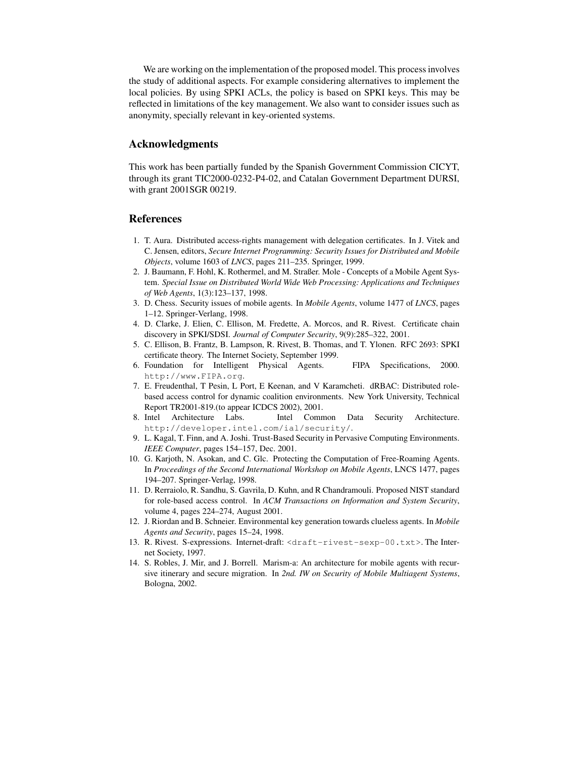We are working on the implementation of the proposed model. This process involves the study of additional aspects. For example considering alternatives to implement the local policies. By using SPKI ACLs, the policy is based on SPKI keys. This may be reflected in limitations of the key management. We also want to consider issues such as anonymity, specially relevant in key-oriented systems.

## Acknowledgments

This work has been partially funded by the Spanish Government Commission CICYT, through its grant TIC2000-0232-P4-02, and Catalan Government Department DURSI, with grant 2001SGR 00219.

## References

1. T. Aura. Distributed access-rights management with delegation certificates. In J. Vitek and C. Jensen, editors, *Secure Internet Programming: Security Issues for Distributed and Mobile Objects*, volume 1603 of *LNCS*, pages 211–235. Springer, 1999.
2. J. Baumann, F. Hohl, K. Rothermel, and M. Straßer. Mole - Concepts of a Mobile Agent System. *Special Issue on Distributed World Wide Web Processing: Applications and Techniques of Web Agents*, 1(3):123–137, 1998.
3. D. Chess. Security issues of mobile agents. In *Mobile Agents*, volume 1477 of *LNCS*, pages 1–12. Springer-Verlang, 1998.
4. D. Clarke, J. Elien, C. Ellison, M. Fredette, A. Morcos, and R. Rivest. Certificate chain discovery in SPKI/SDSI. *Journal of Computer Security*, 9(9):285–322, 2001.
5. C. Ellison, B. Frantz, B. Lampson, R. Rivest, B. Thomas, and T. Ylonen. RFC 2693: SPKI certificate theory. The Internet Society, September 1999.
6. Foundation for Intelligent Physical Agents. FIPA Specifications, 2000. `http://www.FIPA.org`.
7. E. Freudenthal, T Pesin, L Port, E Keenan, and V Karamcheti. dRBAC: Distributed role-based access control for dynamic coalition environments. New York University, Technical Report TR2001-819.(to appear ICDCS 2002), 2001.
8. Intel Architecture Labs. Intel Common Data Security Architecture. `http://developer.intel.com/ial/security/`.
9. L. Kagal, T. Finn, and A. Joshi. Trust-Based Security in Pervasive Computing Environments. *IEEE Computer*, pages 154–157, Dec. 2001.
10. G. Karjoth, N. Asokan, and C. Glc. Protecting the Computation of Free-Roaming Agents. In *Proceedings of the Second International Workshop on Mobile Agents*, LNCS 1477, pages 194–207. Springer-Verlag, 1998.
11. D. Rerraiolo, R. Sandhu, S. Gavrila, D. Kuhn, and R Chandramouli. Proposed NIST standard for role-based access control. In *ACM Transactions on Information and System Security*, volume 4, pages 224–274, August 2001.
12. J. Riordan and B. Schneier. Environmental key generation towards clueless agents. In *Mobile Agents and Security*, pages 15–24, 1998.
13. R. Rivest. S-expressions. Internet-draft: `<draft-rivest-sexp-00.txt>`. The Internet Society, 1997.
14. S. Robles, J. Mir, and J. Borrell. Marism-a: An architecture for mobile agents with recursive itinerary and secure migration. In *2nd. IW on Security of Mobile Multiagent Systems*, Bologna, 2002.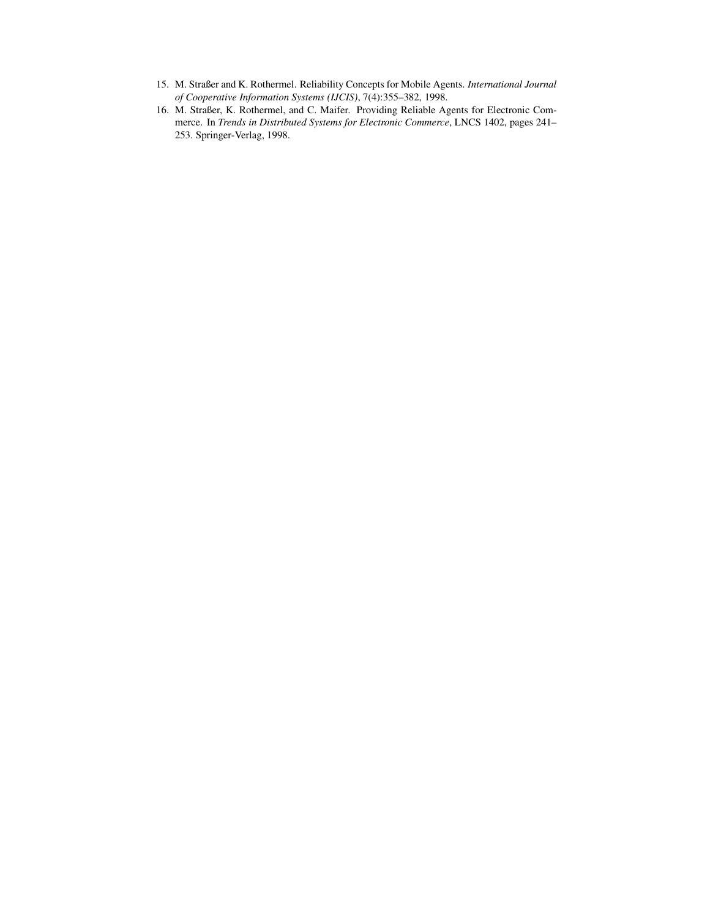15. M. Straßer and K. Rothermel. Reliability Concepts for Mobile Agents. *International Journal of Cooperative Information Systems (IJCIS)*, 7(4):355–382, 1998.
16. M. Straßer, K. Rothermel, and C. Maifer. Providing Reliable Agents for Electronic Commerce. In *Trends in Distributed Systems for Electronic Commerce*, LNCS 1402, pages 241–253. Springer-Verlag, 1998.